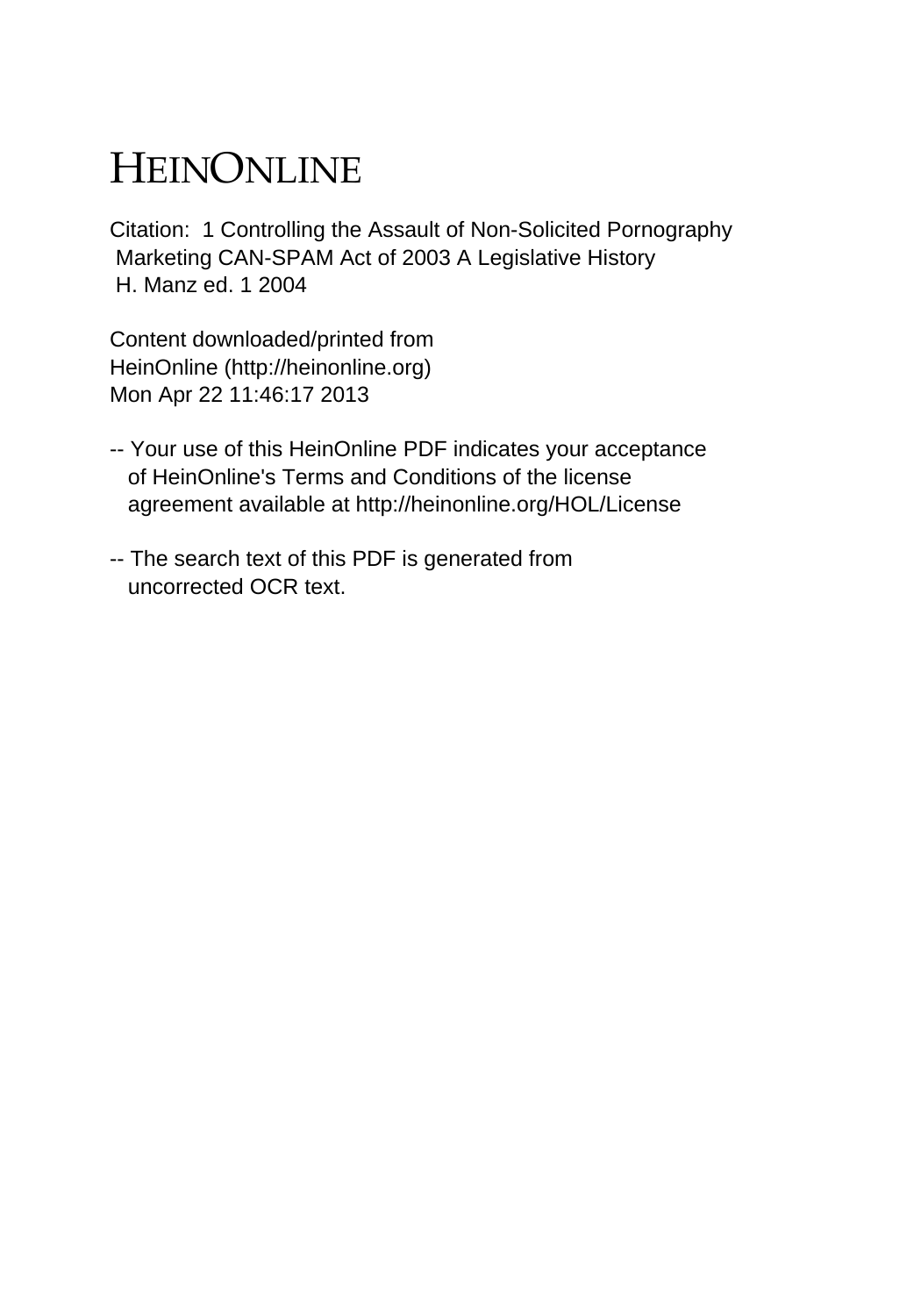# HEINONLINE

Citation: 1 Controlling the Assault of Non-Solicited Pornography Marketing CAN-SPAM Act of 2003 A Legislative History H. Manz ed. 1 2004

Content downloaded/printed from HeinOnline (http://heinonline.org) Mon Apr 22 11:46:17 2013

- -- Your use of this HeinOnline PDF indicates your acceptance of HeinOnline's Terms and Conditions of the license agreement available at http://heinonline.org/HOL/License

- -- The search text of this PDF is generated from uncorrected OCR text.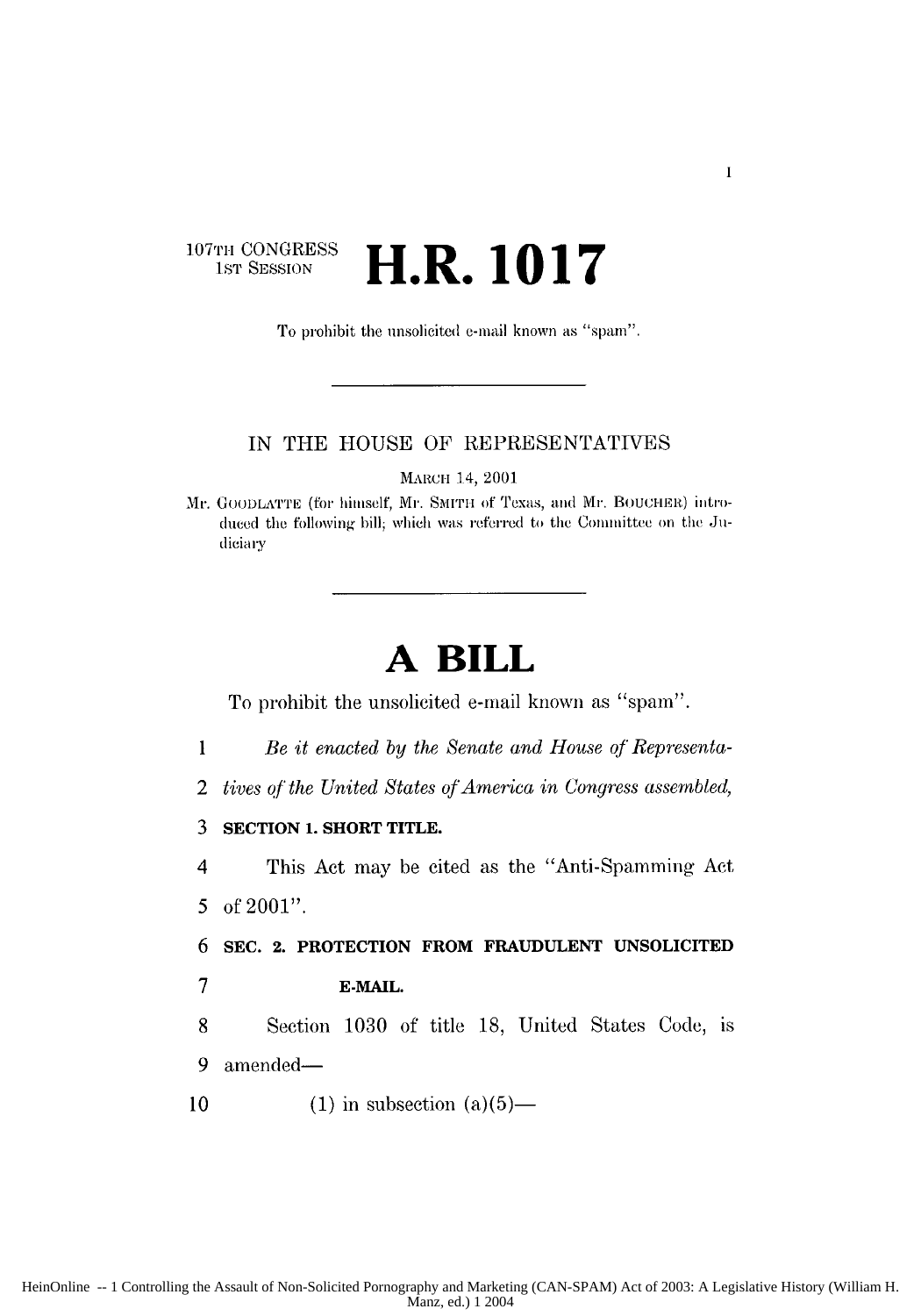107TH CONGRESS
1ST SESSION

# H.R. 1017

To prohibit the unsolicited e-mail known as "spam".

---

IN THE HOUSE OF REPRESENTATIVES

MARCH 14, 2001

Mr. GOODLATTE (for himself, Mr. SMITH of Texas, and Mr. BOUCHER) introduced the following bill; which was referred to the Committee on the Judiciary

---

# A BILL

To prohibit the unsolicited e-mail known as "spam".

1 *Be it enacted by the Senate and House of Representa-*
2 *tives of the United States of America in Congress assembled,*

3 **SECTION 1. SHORT TITLE.**

4 This Act may be cited as the "Anti-Spamming Act
5 of 2001".

6 **SEC. 2. PROTECTION FROM FRAUDULENT UNSOLICITED**
7 **E-MAIL.**

8 Section 1030 of title 18, United States Code, is
9 amended—

10 (1) in subsection (a)(5)—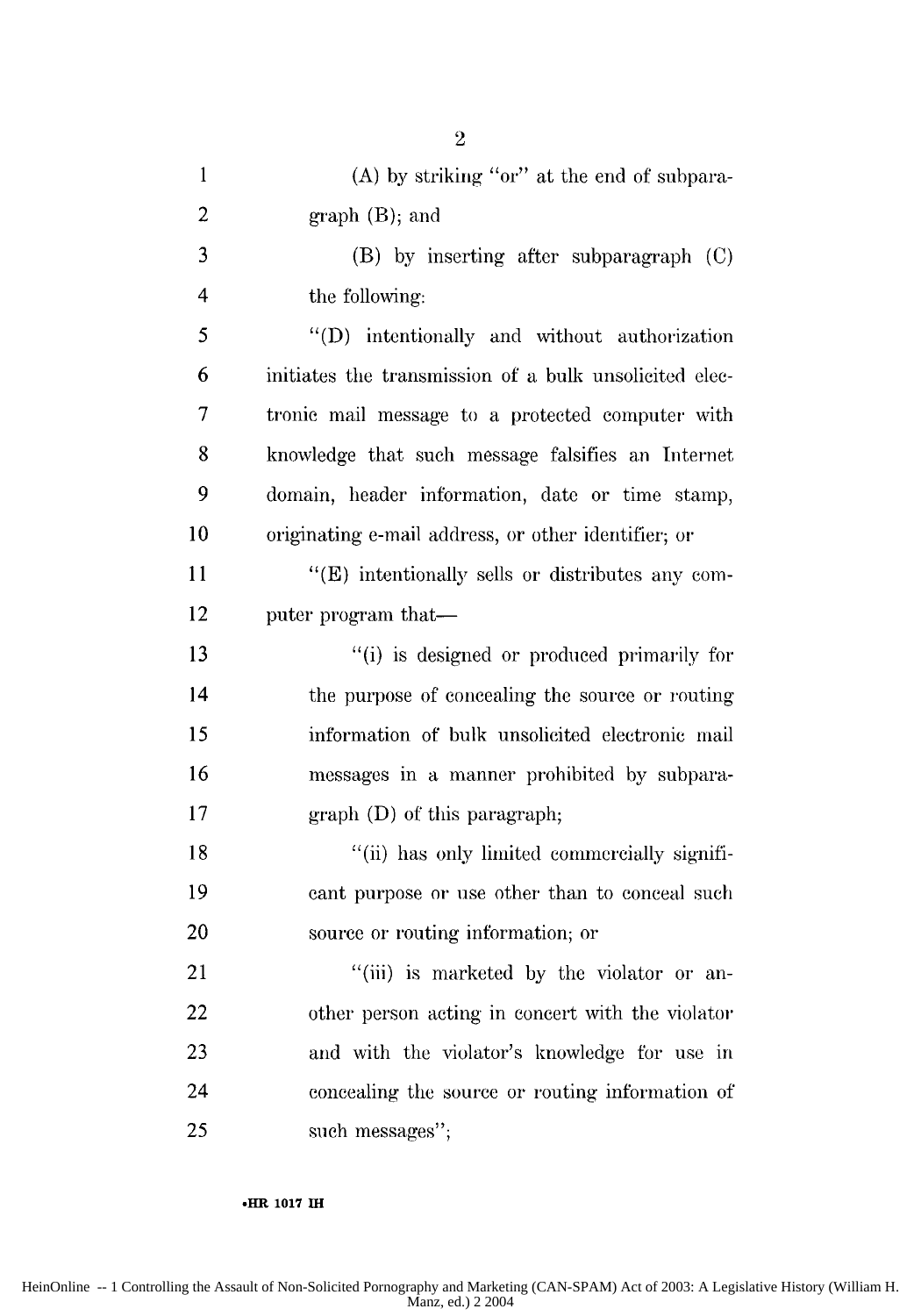(A) by striking "or" at the end of subparagraph (B); and

(B) by inserting after subparagraph (C) the following:

"(D) intentionally and without authorization initiates the transmission of a bulk unsolicited electronic mail message to a protected computer with knowledge that such message falsifies an Internet domain, header information, date or time stamp, originating e-mail address, or other identifier; or

"(E) intentionally sells or distributes any computer program that—

"(i) is designed or produced primarily for the purpose of concealing the source or routing information of bulk unsolicited electronic mail messages in a manner prohibited by subparagraph (D) of this paragraph;

"(ii) has only limited commercially significant purpose or use other than to conceal such source or routing information; or

"(iii) is marketed by the violator or another person acting in concert with the violator and with the violator's knowledge for use in concealing the source or routing information of such messages";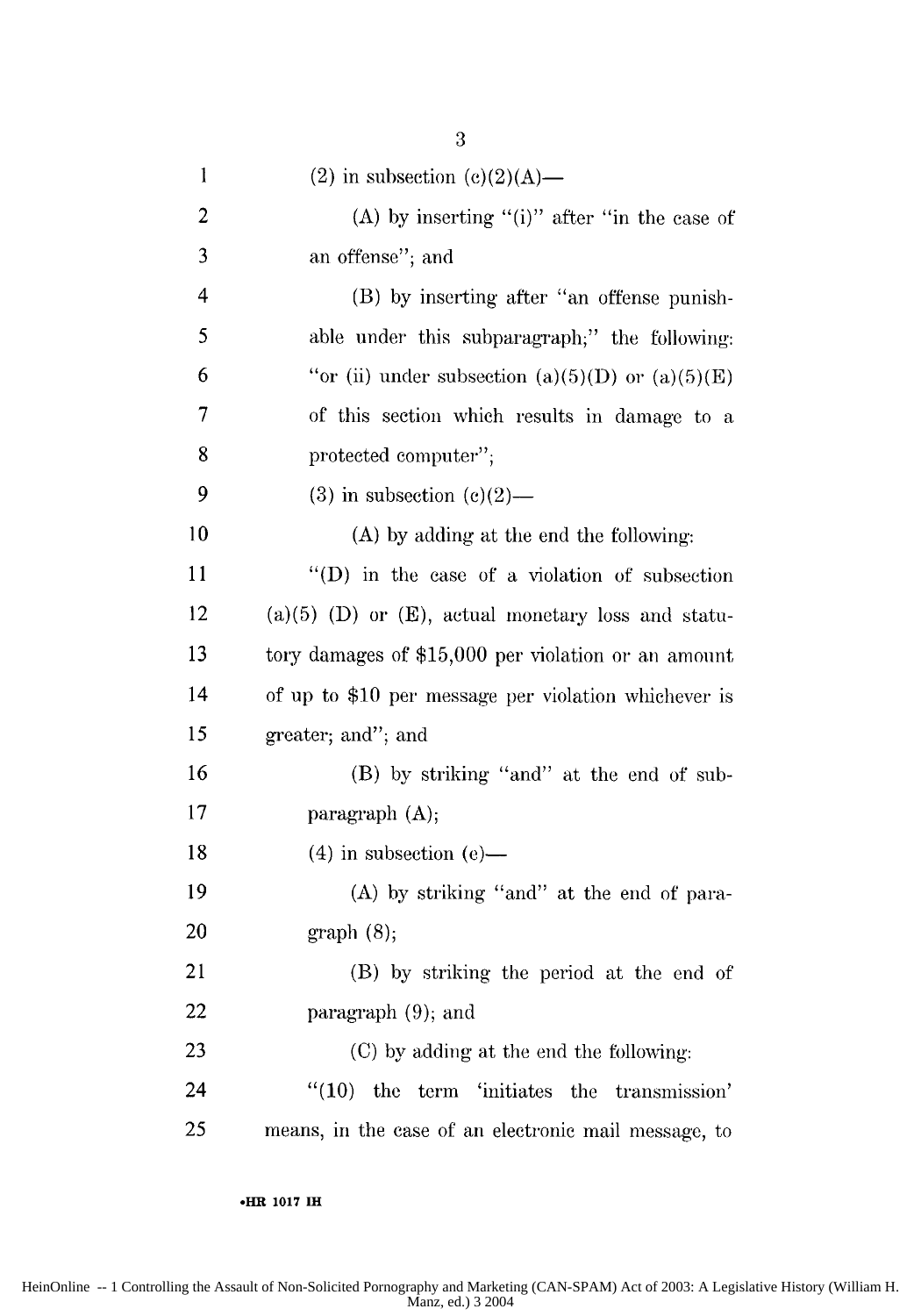(2) in subsection (c)(2)(A)—

(A) by inserting "(i)" after "in the case of an offense"; and

(B) by inserting after "an offense punishable under this subparagraph;" the following: "or (ii) under subsection (a)(5)(D) or (a)(5)(E) of this section which results in damage to a protected computer";

(3) in subsection (c)(2)—

(A) by adding at the end the following:

"(D) in the case of a violation of subsection (a)(5) (D) or (E), actual monetary loss and statutory damages of $15,000 per violation or an amount of up to $10 per message per violation whichever is greater; and"; and

(B) by striking "and" at the end of subparagraph (A);

(4) in subsection (e)—

(A) by striking "and" at the end of paragraph (8);

(B) by striking the period at the end of paragraph (9); and

(C) by adding at the end the following:

"(10) the term 'initiates the transmission' means, in the case of an electronic mail message, to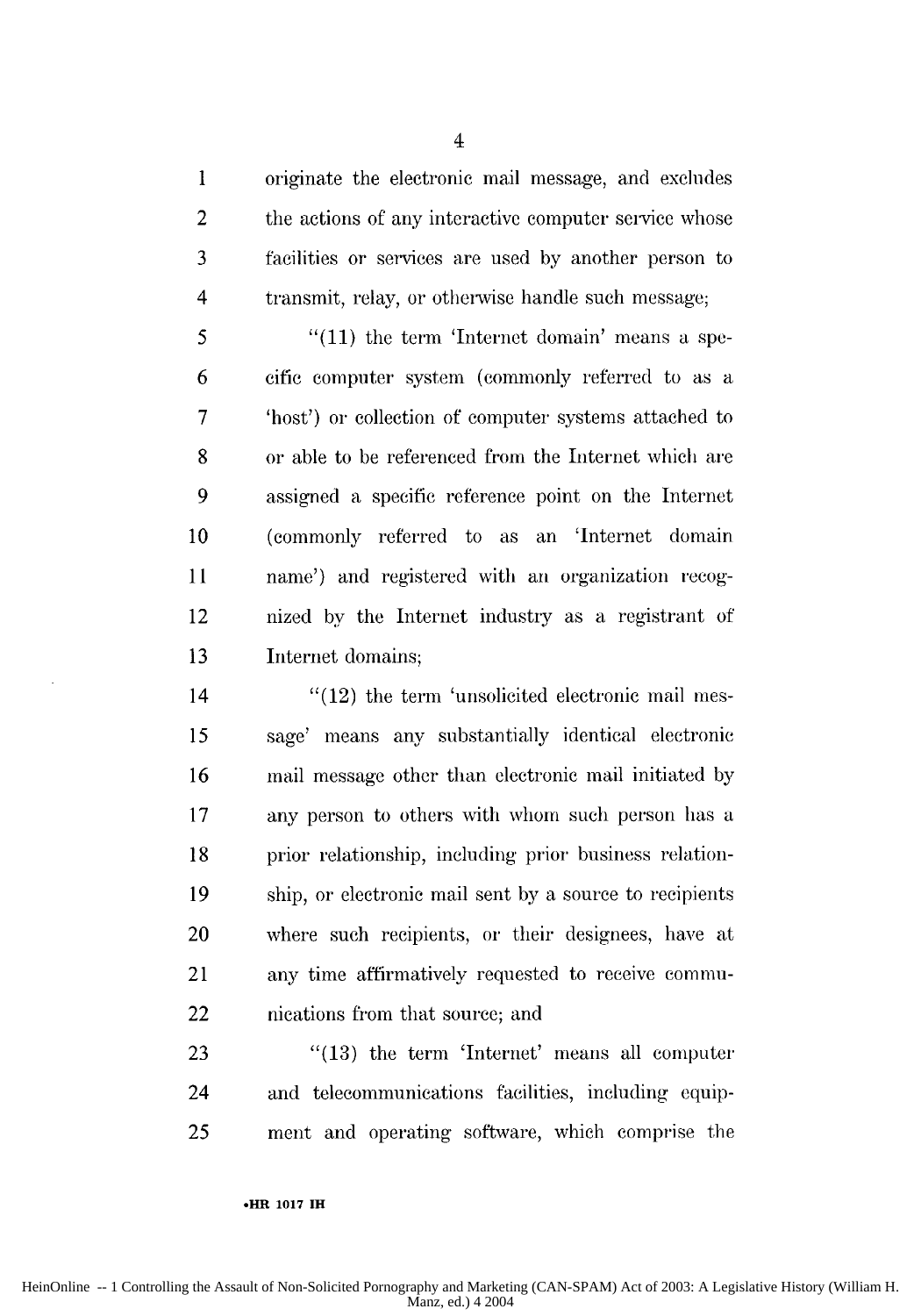originate the electronic mail message, and excludes the actions of any interactive computer service whose facilities or services are used by another person to transmit, relay, or otherwise handle such message;

"(11) the term 'Internet domain' means a specific computer system (commonly referred to as a 'host') or collection of computer systems attached to or able to be referenced from the Internet which are assigned a specific reference point on the Internet (commonly referred to as an 'Internet domain name') and registered with an organization recognized by the Internet industry as a registrant of Internet domains;

"(12) the term 'unsolicited electronic mail message' means any substantially identical electronic mail message other than electronic mail initiated by any person to others with whom such person has a prior relationship, including prior business relationship, or electronic mail sent by a source to recipients where such recipients, or their designees, have at any time affirmatively requested to receive communications from that source; and

"(13) the term 'Internet' means all computer and telecommunications facilities, including equipment and operating software, which comprise the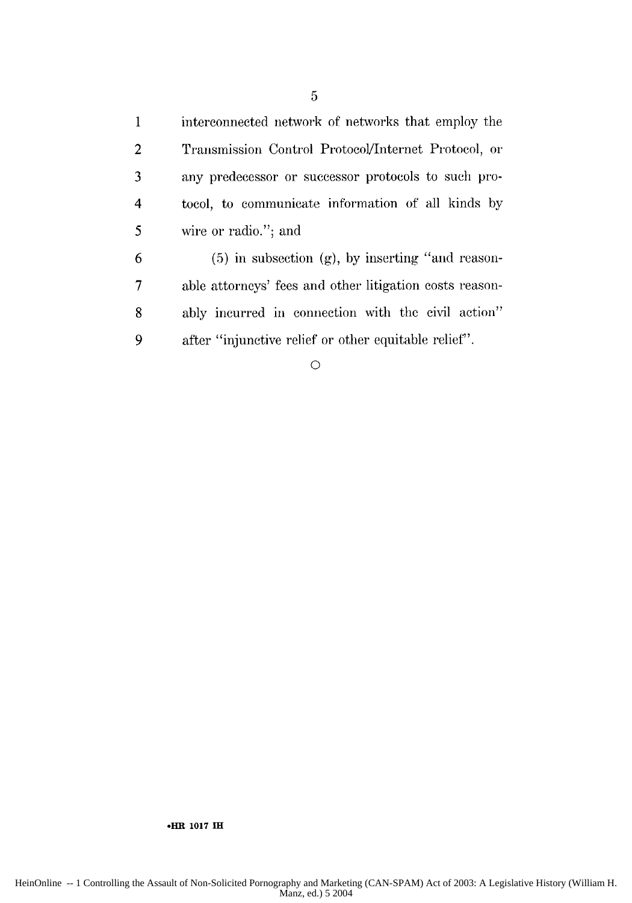interconnected network of networks that employ the Transmission Control Protocol/Internet Protocol, or any predecessor or successor protocols to such protocol, to communicate information of all kinds by wire or radio."; and

(5) in subsection (g), by inserting "and reasonable attorneys' fees and other litigation costs reasonably incurred in connection with the civil action" after "injunctive relief or other equitable relief".

○

•HR 1017 IH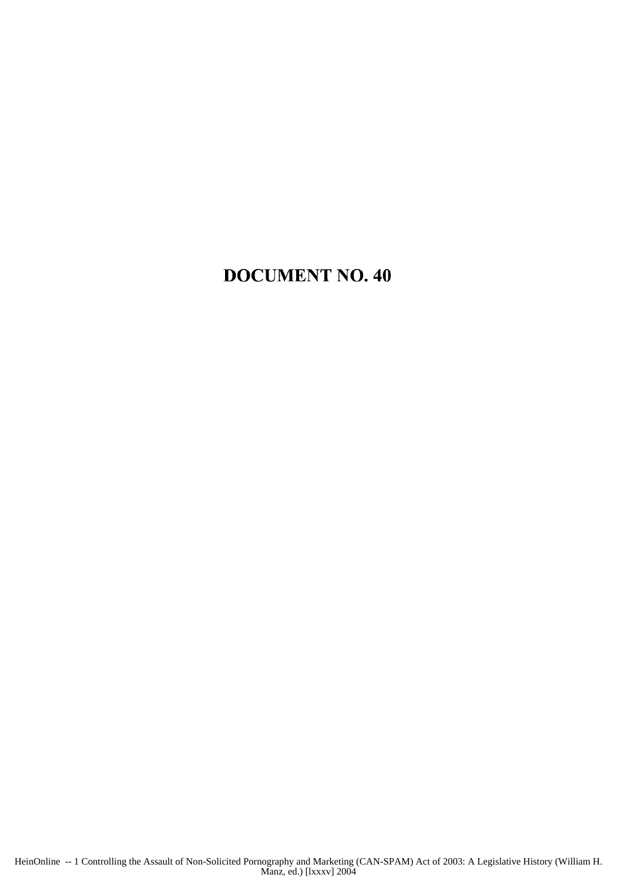# DOCUMENT NO. 40